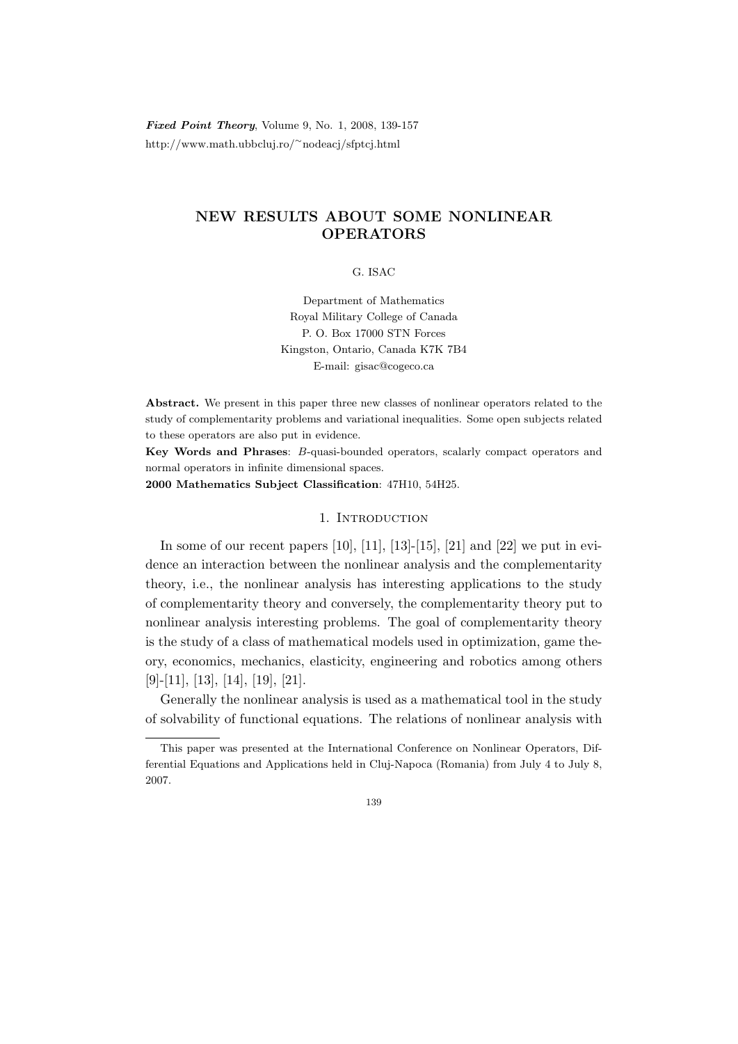# NEW RESULTS ABOUT SOME NONLINEAR OPERATORS

G. ISAC

Department of Mathematics
Royal Military College of Canada
P. O. Box 17000 STN Forces
Kingston, Ontario, Canada K7K 7B4
E-mail: gisac@cogeco.ca

**Abstract.** We present in this paper three new classes of nonlinear operators related to the study of complementarity problems and variational inequalities. Some open subjects related to these operators are also put in evidence.

**Key Words and Phrases**: $B$-quasi-bounded operators, scalarly compact operators and normal operators in infinite dimensional spaces.

**2000 Mathematics Subject Classification**: 47H10, 54H25.

## 1. Introduction

In some of our recent papers [10], [11], [13]-[15], [21] and [22] we put in evidence an interaction between the nonlinear analysis and the complementarity theory, i.e., the nonlinear analysis has interesting applications to the study of complementarity theory and conversely, the complementarity theory put to nonlinear analysis interesting problems. The goal of complementarity theory is the study of a class of mathematical models used in optimization, game theory, economics, mechanics, elasticity, engineering and robotics among others [9]-[11], [13], [14], [19], [21].

Generally the nonlinear analysis is used as a mathematical tool in the study of solvability of functional equations. The relations of nonlinear analysis with

---

This paper was presented at the International Conference on Nonlinear Operators, Differential Equations and Applications held in Cluj-Napoca (Romania) from July 4 to July 8, 2007.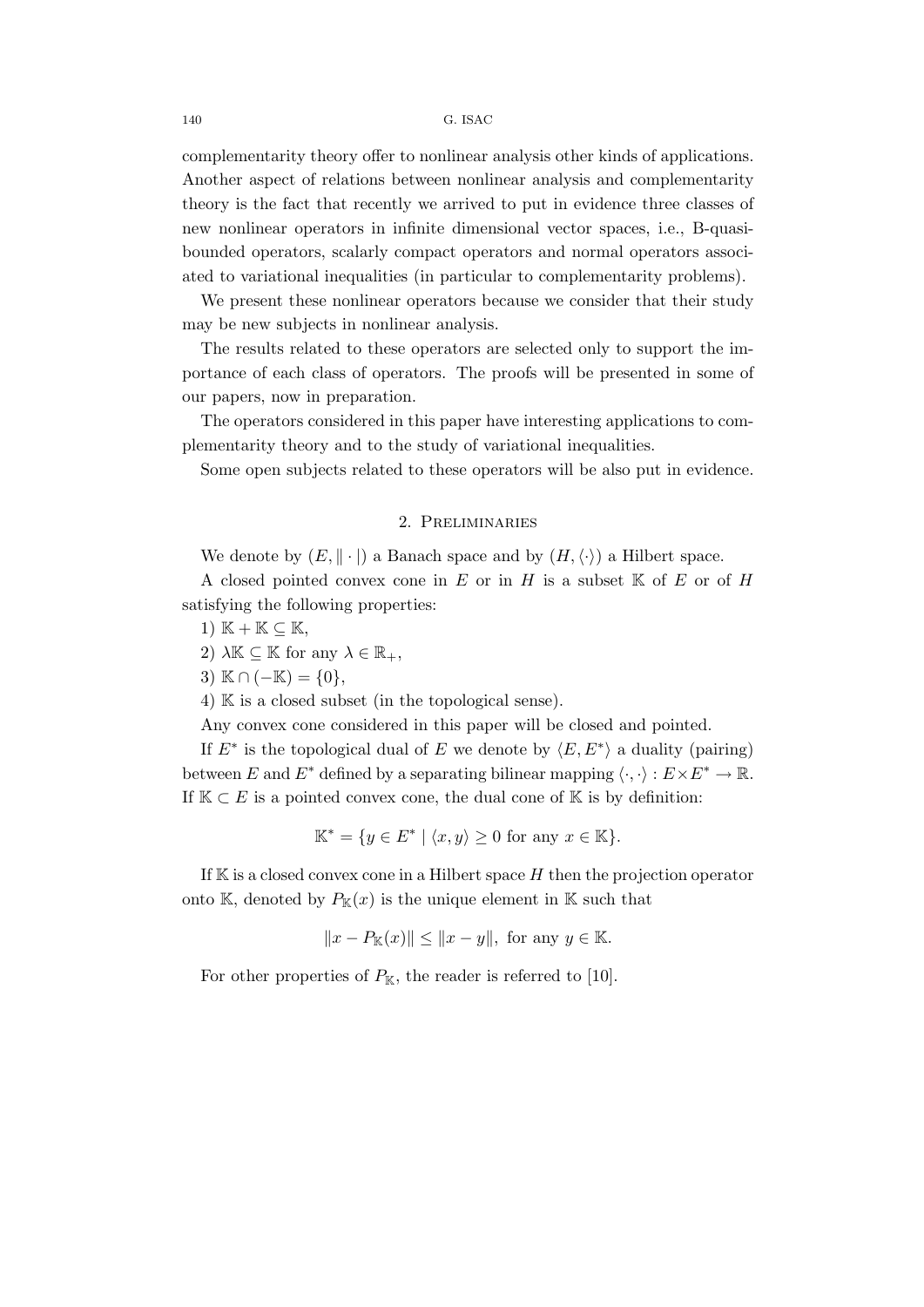complementarity theory offer to nonlinear analysis other kinds of applications. Another aspect of relations between nonlinear analysis and complementarity theory is the fact that recently we arrived to put in evidence three classes of new nonlinear operators in infinite dimensional vector spaces, i.e., B-quasi-bounded operators, scalarly compact operators and normal operators associated to variational inequalities (in particular to complementarity problems).

We present these nonlinear operators because we consider that their study may be new subjects in nonlinear analysis.

The results related to these operators are selected only to support the importance of each class of operators. The proofs will be presented in some of our papers, now in preparation.

The operators considered in this paper have interesting applications to complementarity theory and to the study of variational inequalities.

Some open subjects related to these operators will be also put in evidence.

## 2. Preliminaries

We denote by $(E, \|\cdot|)$ a Banach space and by $(H, \langle\cdot\rangle)$ a Hilbert space.

A closed pointed convex cone in $E$ or in $H$ is a subset $\mathbb{K}$ of $E$ or of $H$ satisfying the following properties:

1) $\mathbb{K} + \mathbb{K} \subseteq \mathbb{K}$,

2) $\lambda\mathbb{K} \subseteq \mathbb{K}$ for any $\lambda \in \mathbb{R}_+$,

3) $\mathbb{K} \cap (-\mathbb{K}) = \{0\}$,

4) $\mathbb{K}$ is a closed subset (in the topological sense).

Any convex cone considered in this paper will be closed and pointed.

If $E^*$ is the topological dual of $E$ we denote by $\langle E, E^*\rangle$ a duality (pairing) between $E$ and $E^*$ defined by a separating bilinear mapping $\langle\cdot,\cdot\rangle : E \times E^* \to \mathbb{R}$. If $\mathbb{K} \subset E$ is a pointed convex cone, the dual cone of $\mathbb{K}$ is by definition:

$$\mathbb{K}^* = \{y \in E^* \mid \langle x, y\rangle \geq 0 \text{ for any } x \in \mathbb{K}\}.$$

If $\mathbb{K}$ is a closed convex cone in a Hilbert space $H$ then the projection operator onto $\mathbb{K}$, denoted by $P_{\mathbb{K}}(x)$ is the unique element in $\mathbb{K}$ such that

$$\|x - P_{\mathbb{K}}(x)\| \leq \|x - y\|, \text{ for any } y \in \mathbb{K}.$$

For other properties of $P_{\mathbb{K}}$, the reader is referred to [10].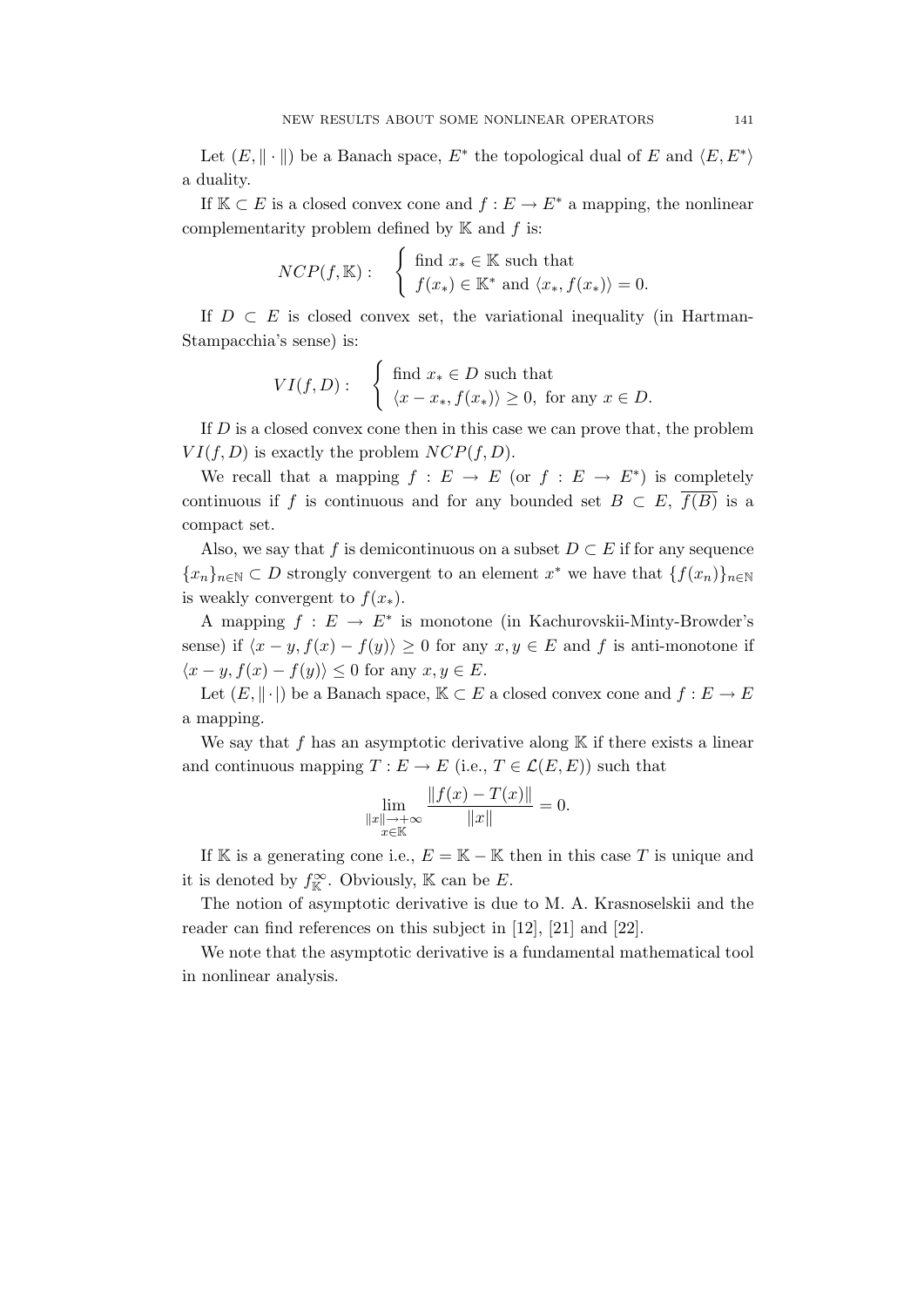Let $(E, \| \cdot \|)$ be a Banach space, $E^*$ the topological dual of $E$ and $\langle E, E^* \rangle$ a duality.

If $\mathbb{K} \subset E$ is a closed convex cone and $f : E \to E^*$ a mapping, the nonlinear complementarity problem defined by $\mathbb{K}$ and $f$ is:

$$NCP(f, \mathbb{K}) : \quad \begin{cases} \text{find } x_* \in \mathbb{K} \text{ such that} \\ f(x_*) \in \mathbb{K}^* \text{ and } \langle x_*, f(x_*) \rangle = 0. \end{cases}$$

If $D \subset E$ is closed convex set, the variational inequality (in Hartman-Stampacchia's sense) is:

$$VI(f, D) : \quad \begin{cases} \text{find } x_* \in D \text{ such that} \\ \langle x - x_*, f(x_*) \rangle \geq 0, \text{ for any } x \in D. \end{cases}$$

If $D$ is a closed convex cone then in this case we can prove that, the problem $VI(f, D)$ is exactly the problem $NCP(f, D)$.

We recall that a mapping $f : E \to E$ (or $f : E \to E^*$) is completely continuous if $f$ is continuous and for any bounded set $B \subset E$, $\overline{f(B)}$ is a compact set.

Also, we say that $f$ is demicontinuous on a subset $D \subset E$ if for any sequence $\{x_n\}_{n \in \mathbb{N}} \subset D$ strongly convergent to an element $x^*$ we have that $\{f(x_n)\}_{n \in \mathbb{N}}$ is weakly convergent to $f(x_*)$.

A mapping $f : E \to E^*$ is monotone (in Kachurovskii-Minty-Browder's sense) if $\langle x - y, f(x) - f(y) \rangle \geq 0$ for any $x, y \in E$ and $f$ is anti-monotone if $\langle x - y, f(x) - f(y) \rangle \leq 0$ for any $x, y \in E$.

Let $(E, \| \cdot |)$ be a Banach space, $\mathbb{K} \subset E$ a closed convex cone and $f : E \to E$ a mapping.

We say that $f$ has an asymptotic derivative along $\mathbb{K}$ if there exists a linear and continuous mapping $T : E \to E$ (i.e., $T \in \mathcal{L}(E, E)$) such that

$$\lim_{\substack{\|x\| \to +\infty \\ x \in \mathbb{K}}} \frac{\|f(x) - T(x)\|}{\|x\|} = 0.$$

If $\mathbb{K}$ is a generating cone i.e., $E = \mathbb{K} - \mathbb{K}$ then in this case $T$ is unique and it is denoted by $f_{\mathbb{K}}^{\infty}$. Obviously, $\mathbb{K}$ can be $E$.

The notion of asymptotic derivative is due to M. A. Krasnoselskii and the reader can find references on this subject in [12], [21] and [22].

We note that the asymptotic derivative is a fundamental mathematical tool in nonlinear analysis.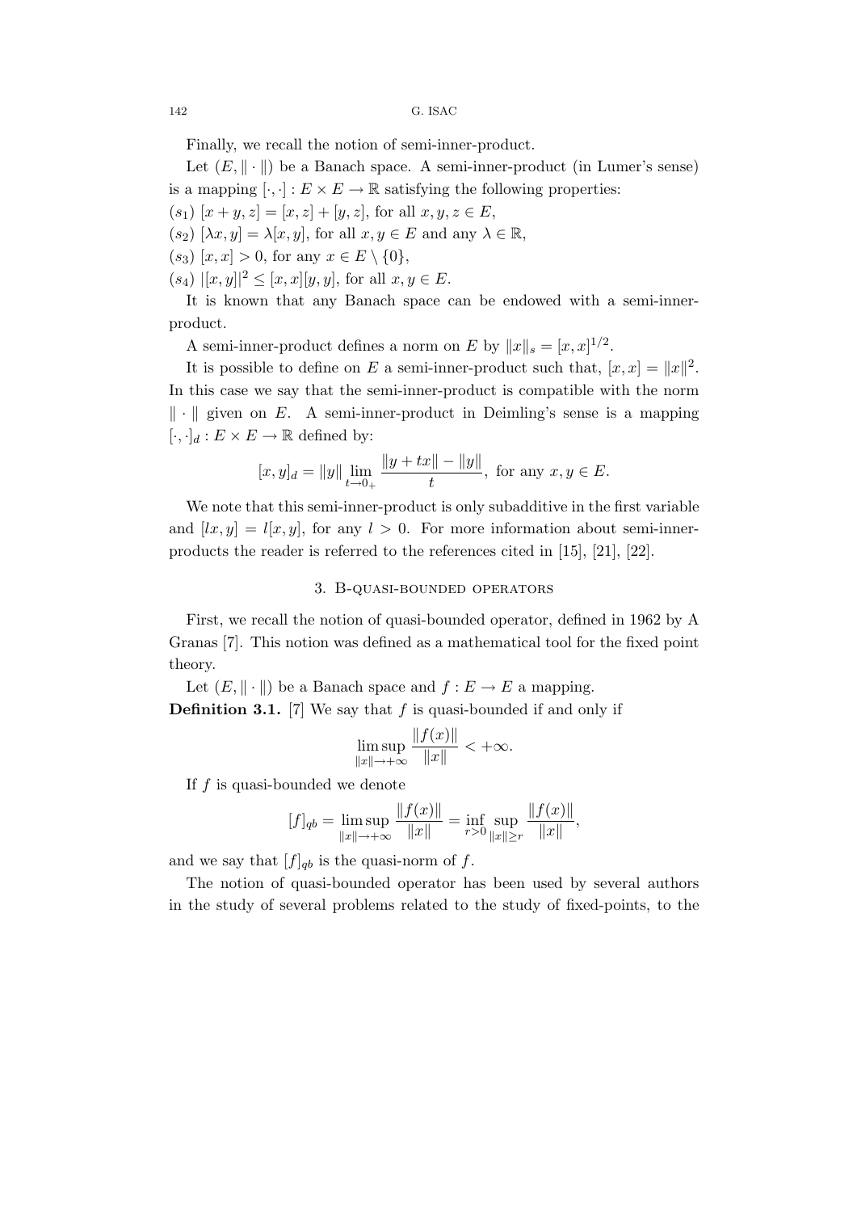Finally, we recall the notion of semi-inner-product.

Let $(E, \|\cdot\|)$ be a Banach space. A semi-inner-product (in Lumer's sense) is a mapping $[\cdot,\cdot] : E \times E \to \mathbb{R}$ satisfying the following properties:

$(s_1)$ $[x+y, z] = [x,z] + [y,z]$, for all $x, y, z \in E$,

$(s_2)$ $[\lambda x, y] = \lambda[x,y]$, for all $x, y \in E$ and any $\lambda \in \mathbb{R}$,

$(s_3)$ $[x,x] > 0$, for any $x \in E \setminus \{0\}$,

$(s_4)$ $|[x,y]|^2 \leq [x,x][y,y]$, for all $x, y \in E$.

It is known that any Banach space can be endowed with a semi-inner-product.

A semi-inner-product defines a norm on $E$ by $\|x\|_s = [x,x]^{1/2}$.

It is possible to define on $E$ a semi-inner-product such that, $[x,x] = \|x\|^2$. In this case we say that the semi-inner-product is compatible with the norm $\|\cdot\|$ given on $E$. A semi-inner-product in Deimling's sense is a mapping $[\cdot,\cdot]_d : E \times E \to \mathbb{R}$ defined by:

$$[x,y]_d = \|y\| \lim_{t \to 0_+} \frac{\|y + tx\| - \|y\|}{t}, \text{ for any } x, y \in E.$$

We note that this semi-inner-product is only subadditive in the first variable and $[lx, y] = l[x,y]$, for any $l > 0$. For more information about semi-inner-products the reader is referred to the references cited in [15], [21], [22].

## 3. B-quasi-bounded operators

First, we recall the notion of quasi-bounded operator, defined in 1962 by A Granas [7]. This notion was defined as a mathematical tool for the fixed point theory.

Let $(E, \|\cdot\|)$ be a Banach space and $f : E \to E$ a mapping.

**Definition 3.1.** [7] We say that $f$ is quasi-bounded if and only if

$$\limsup_{\|x\| \to +\infty} \frac{\|f(x)\|}{\|x\|} < +\infty.$$

If $f$ is quasi-bounded we denote

$$[f]_{qb} = \limsup_{\|x\| \to +\infty} \frac{\|f(x)\|}{\|x\|} = \inf_{r > 0} \sup_{\|x\| \geq r} \frac{\|f(x)\|}{\|x\|},$$

and we say that $[f]_{qb}$ is the quasi-norm of $f$.

The notion of quasi-bounded operator has been used by several authors in the study of several problems related to the study of fixed-points, to the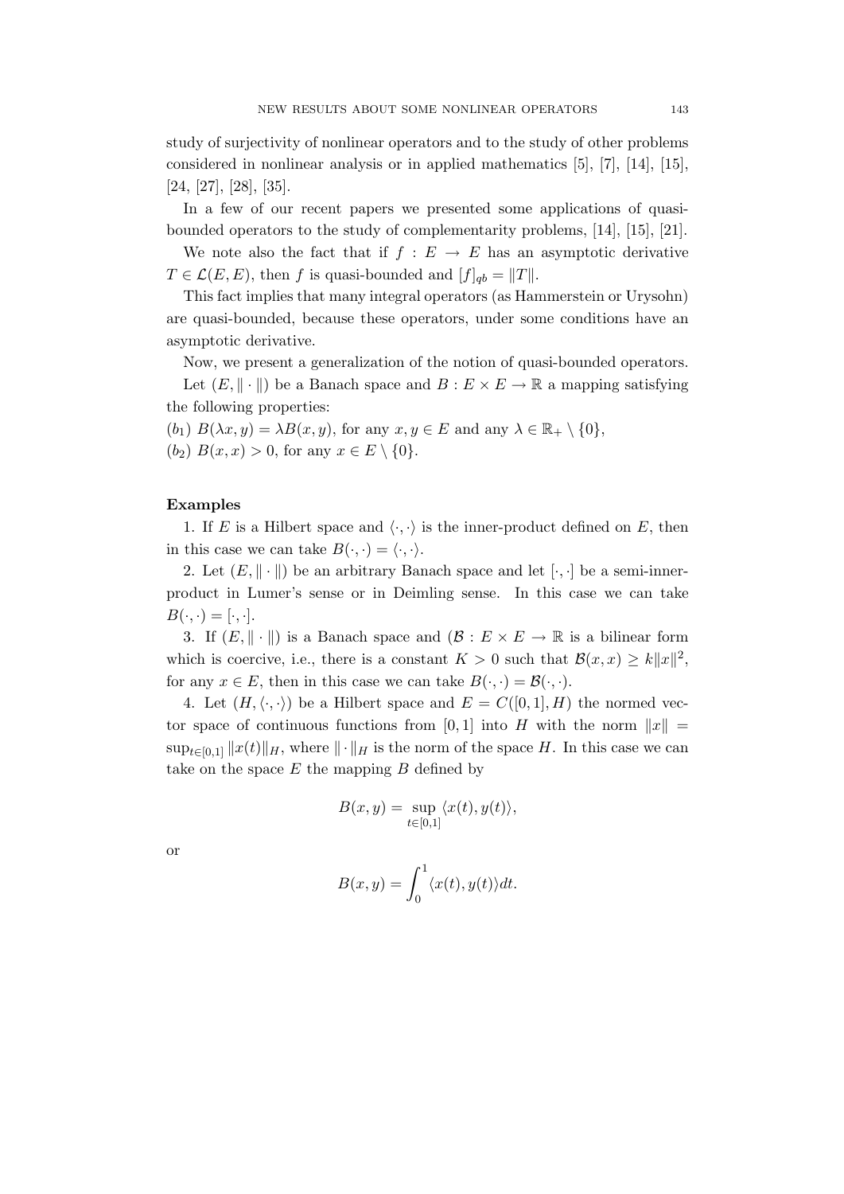study of surjectivity of nonlinear operators and to the study of other problems considered in nonlinear analysis or in applied mathematics [5], [7], [14], [15], [24, [27], [28], [35].

In a few of our recent papers we presented some applications of quasi-bounded operators to the study of complementarity problems, [14], [15], [21].

We note also the fact that if $f : E \to E$ has an asymptotic derivative $T \in \mathcal{L}(E, E)$, then $f$ is quasi-bounded and $[f]_{qb} = \|T\|$.

This fact implies that many integral operators (as Hammerstein or Urysohn) are quasi-bounded, because these operators, under some conditions have an asymptotic derivative.

Now, we present a generalization of the notion of quasi-bounded operators.

Let $(E, \|\cdot\|)$ be a Banach space and $B : E \times E \to \mathbb{R}$ a mapping satisfying the following properties:

$(b_1)$ $B(\lambda x, y) = \lambda B(x, y)$, for any $x, y \in E$ and any $\lambda \in \mathbb{R}_+ \setminus \{0\}$,

$(b_2)$ $B(x, x) > 0$, for any $x \in E \setminus \{0\}$.

**Examples**

1. If $E$ is a Hilbert space and $\langle \cdot, \cdot \rangle$ is the inner-product defined on $E$, then in this case we can take $B(\cdot, \cdot) = \langle \cdot, \cdot \rangle$.

2. Let $(E, \|\cdot\|)$ be an arbitrary Banach space and let $[\cdot, \cdot]$ be a semi-inner-product in Lumer's sense or in Deimling sense. In this case we can take $B(\cdot, \cdot) = [\cdot, \cdot]$.

3. If $(E, \|\cdot\|)$ is a Banach space and ($\mathcal{B} : E \times E \to \mathbb{R}$ is a bilinear form which is coercive, i.e., there is a constant $K > 0$ such that $\mathcal{B}(x, x) \geq k\|x\|^2$, for any $x \in E$, then in this case we can take $B(\cdot, \cdot) = \mathcal{B}(\cdot, \cdot)$.

4. Let $(H, \langle \cdot, \cdot \rangle)$ be a Hilbert space and $E = C([0, 1], H)$ the normed vector space of continuous functions from $[0, 1]$ into $H$ with the norm $\|x\| = \sup_{t \in [0,1]} \|x(t)\|_H$, where $\|\cdot\|_H$ is the norm of the space $H$. In this case we can take on the space $E$ the mapping $B$ defined by

$$B(x, y) = \sup_{t \in [0,1]} \langle x(t), y(t) \rangle,$$

or

$$B(x, y) = \int_0^1 \langle x(t), y(t) \rangle dt.$$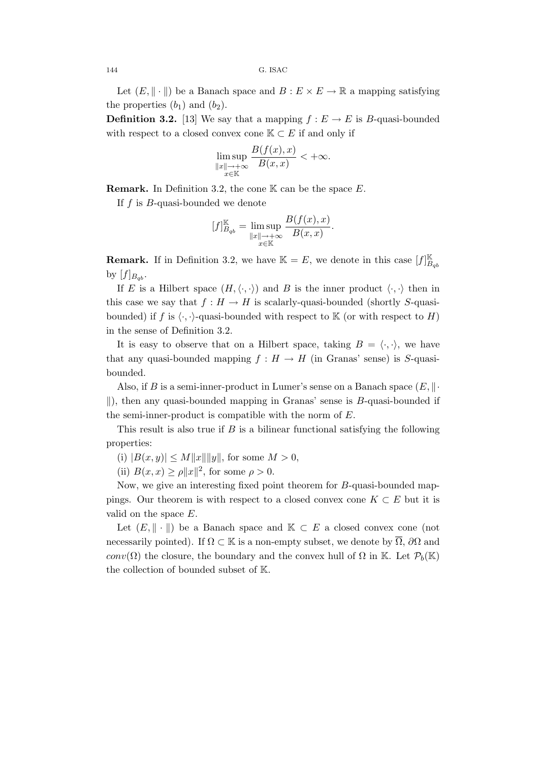Let $(E, \|\cdot\|)$ be a Banach space and $B : E \times E \to \mathbb{R}$ a mapping satisfying the properties $(b_1)$ and $(b_2)$.

**Definition 3.2.** [13] We say that a mapping $f : E \to E$ is $B$-quasi-bounded with respect to a closed convex cone $\mathbb{K} \subset E$ if and only if

$$\limsup_{\substack{\|x\| \to +\infty \\ x \in \mathbb{K}}} \frac{B(f(x), x)}{B(x, x)} < +\infty.$$

**Remark.** In Definition 3.2, the cone $\mathbb{K}$ can be the space $E$.

If $f$ is $B$-quasi-bounded we denote

$$[f]^{\mathbb{K}}_{B_{qb}} = \limsup_{\substack{\|x\| \to +\infty \\ x \in \mathbb{K}}} \frac{B(f(x), x)}{B(x, x)}.$$

**Remark.** If in Definition 3.2, we have $\mathbb{K} = E$, we denote in this case $[f]^{\mathbb{K}}_{B_{qb}}$ by $[f]_{B_{qb}}$.

If $E$ is a Hilbert space $(H, \langle \cdot, \cdot \rangle)$ and $B$ is the inner product $\langle \cdot, \cdot \rangle$ then in this case we say that $f : H \to H$ is scalarly-quasi-bounded (shortly $S$-quasi-bounded) if $f$ is $\langle \cdot, \cdot \rangle$-quasi-bounded with respect to $\mathbb{K}$ (or with respect to $H$) in the sense of Definition 3.2.

It is easy to observe that on a Hilbert space, taking $B = \langle \cdot, \cdot \rangle$, we have that any quasi-bounded mapping $f : H \to H$ (in Granas' sense) is $S$-quasi-bounded.

Also, if $B$ is a semi-inner-product in Lumer's sense on a Banach space $(E, \|\cdot\|)$, then any quasi-bounded mapping in Granas' sense is $B$-quasi-bounded if the semi-inner-product is compatible with the norm of $E$.

This result is also true if $B$ is a bilinear functional satisfying the following properties:

(i) $|B(x, y)| \leq M\|x\|\|y\|$, for some $M > 0$,

(ii) $B(x, x) \geq \rho\|x\|^2$, for some $\rho > 0$.

Now, we give an interesting fixed point theorem for $B$-quasi-bounded mappings. Our theorem is with respect to a closed convex cone $K \subset E$ but it is valid on the space $E$.

Let $(E, \|\cdot\|)$ be a Banach space and $\mathbb{K} \subset E$ a closed convex cone (not necessarily pointed). If $\Omega \subset \mathbb{K}$ is a non-empty subset, we denote by $\overline{\Omega}$, $\partial\Omega$ and $conv(\Omega)$ the closure, the boundary and the convex hull of $\Omega$ in $\mathbb{K}$. Let $\mathcal{P}_b(\mathbb{K})$ the collection of bounded subset of $\mathbb{K}$.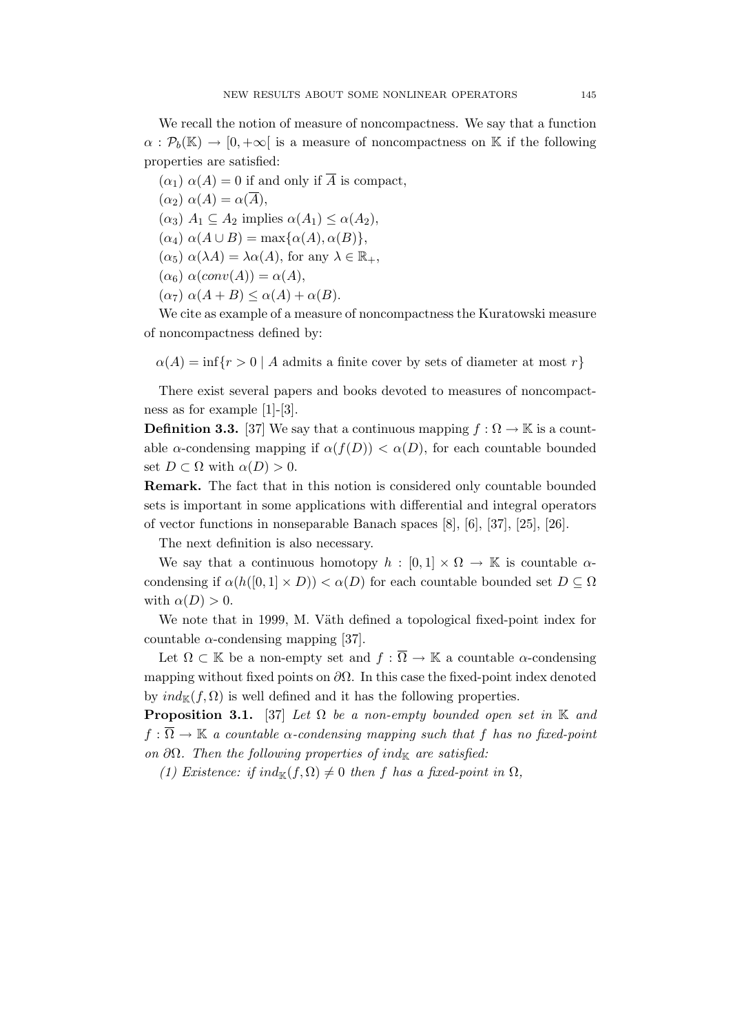We recall the notion of measure of noncompactness. We say that a function $\alpha : \mathcal{P}_b(\mathbb{K}) \to [0, +\infty[$ is a measure of noncompactness on $\mathbb{K}$ if the following properties are satisfied:

($\alpha_1$) $\alpha(A) = 0$ if and only if $\overline{A}$ is compact,

($\alpha_2$) $\alpha(A) = \alpha(\overline{A})$,

($\alpha_3$) $A_1 \subseteq A_2$ implies $\alpha(A_1) \leq \alpha(A_2)$,

($\alpha_4$) $\alpha(A \cup B) = \max\{\alpha(A), \alpha(B)\}$,

($\alpha_5$) $\alpha(\lambda A) = \lambda\alpha(A)$, for any $\lambda \in \mathbb{R}_+$,

($\alpha_6$) $\alpha(conv(A)) = \alpha(A)$,

($\alpha_7$) $\alpha(A + B) \leq \alpha(A) + \alpha(B)$.

We cite as example of a measure of noncompactness the Kuratowski measure of noncompactness defined by:

$$\alpha(A) = \inf\{r > 0 \mid A \text{ admits a finite cover by sets of diameter at most } r\}$$

There exist several papers and books devoted to measures of noncompactness as for example [1]-[3].

**Definition 3.3.** [37] We say that a continuous mapping $f : \Omega \to \mathbb{K}$ is a countable $\alpha$-condensing mapping if $\alpha(f(D)) < \alpha(D)$, for each countable bounded set $D \subset \Omega$ with $\alpha(D) > 0$.

**Remark.** The fact that in this notion is considered only countable bounded sets is important in some applications with differential and integral operators of vector functions in nonseparable Banach spaces [8], [6], [37], [25], [26].

The next definition is also necessary.

We say that a continuous homotopy $h : [0, 1] \times \Omega \to \mathbb{K}$ is countable $\alpha$-condensing if $\alpha(h([0, 1] \times D)) < \alpha(D)$ for each countable bounded set $D \subseteq \Omega$ with $\alpha(D) > 0$.

We note that in 1999, M. Väth defined a topological fixed-point index for countable $\alpha$-condensing mapping [37].

Let $\Omega \subset \mathbb{K}$ be a non-empty set and $f : \overline{\Omega} \to \mathbb{K}$ a countable $\alpha$-condensing mapping without fixed points on $\partial\Omega$. In this case the fixed-point index denoted by $ind_{\mathbb{K}}(f, \Omega)$ is well defined and it has the following properties.

**Proposition 3.1.** [37] *Let $\Omega$ be a non-empty bounded open set in $\mathbb{K}$ and $f : \overline{\Omega} \to \mathbb{K}$ a countable $\alpha$-condensing mapping such that $f$ has no fixed-point on $\partial\Omega$. Then the following properties of $ind_{\mathbb{K}}$ are satisfied:*

*(1) Existence: if $ind_{\mathbb{K}}(f, \Omega) \neq 0$ then $f$ has a fixed-point in $\Omega$,*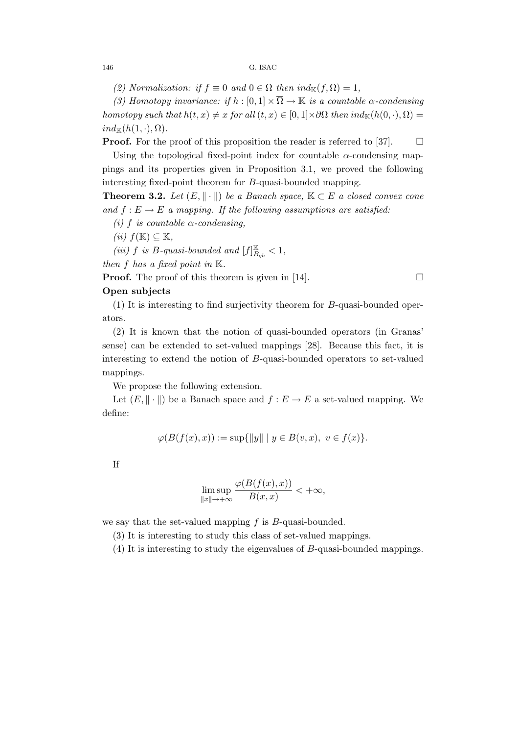*(2) Normalization: if $f \equiv 0$ and $0 \in \Omega$ then $ind_{\mathbb{K}}(f, \Omega) = 1$,*

*(3) Homotopy invariance: if $h : [0,1] \times \overline{\Omega} \to \mathbb{K}$ is a countable $\alpha$-condensing homotopy such that $h(t,x) \neq x$ for all $(t,x) \in [0,1] \times \partial\Omega$ then $ind_{\mathbb{K}}(h(0,\cdot), \Omega) = ind_{\mathbb{K}}(h(1,\cdot), \Omega)$.*

**Proof.** For the proof of this proposition the reader is referred to [37]. □

Using the topological fixed-point index for countable $\alpha$-condensing mappings and its properties given in Proposition 3.1, we proved the following interesting fixed-point theorem for $B$-quasi-bounded mapping.

**Theorem 3.2.** *Let $(E, \|\cdot\|)$ be a Banach space, $\mathbb{K} \subset E$ a closed convex cone and $f : E \to E$ a mapping. If the following assumptions are satisfied:*

*(i) $f$ is countable $\alpha$-condensing,*

*(ii) $f(\mathbb{K}) \subseteq \mathbb{K}$,*

*(iii) $f$ is $B$-quasi-bounded and $[f]^{\mathbb{K}}_{B_{qb}} < 1$,*

*then $f$ has a fixed point in $\mathbb{K}$.*

**Proof.** The proof of this theorem is given in [14]. □

**Open subjects**

(1) It is interesting to find surjectivity theorem for $B$-quasi-bounded operators.

(2) It is known that the notion of quasi-bounded operators (in Granas' sense) can be extended to set-valued mappings [28]. Because this fact, it is interesting to extend the notion of $B$-quasi-bounded operators to set-valued mappings.

We propose the following extension.

Let $(E, \|\cdot\|)$ be a Banach space and $f : E \to E$ a set-valued mapping. We define:

$$\varphi(B(f(x), x)) := \sup\{\|y\| \mid y \in B(v, x),\ v \in f(x)\}.$$

If

$$\limsup_{\|x\| \to +\infty} \frac{\varphi(B(f(x), x))}{B(x, x)} < +\infty,$$

we say that the set-valued mapping $f$ is $B$-quasi-bounded.

(3) It is interesting to study this class of set-valued mappings.

(4) It is interesting to study the eigenvalues of $B$-quasi-bounded mappings.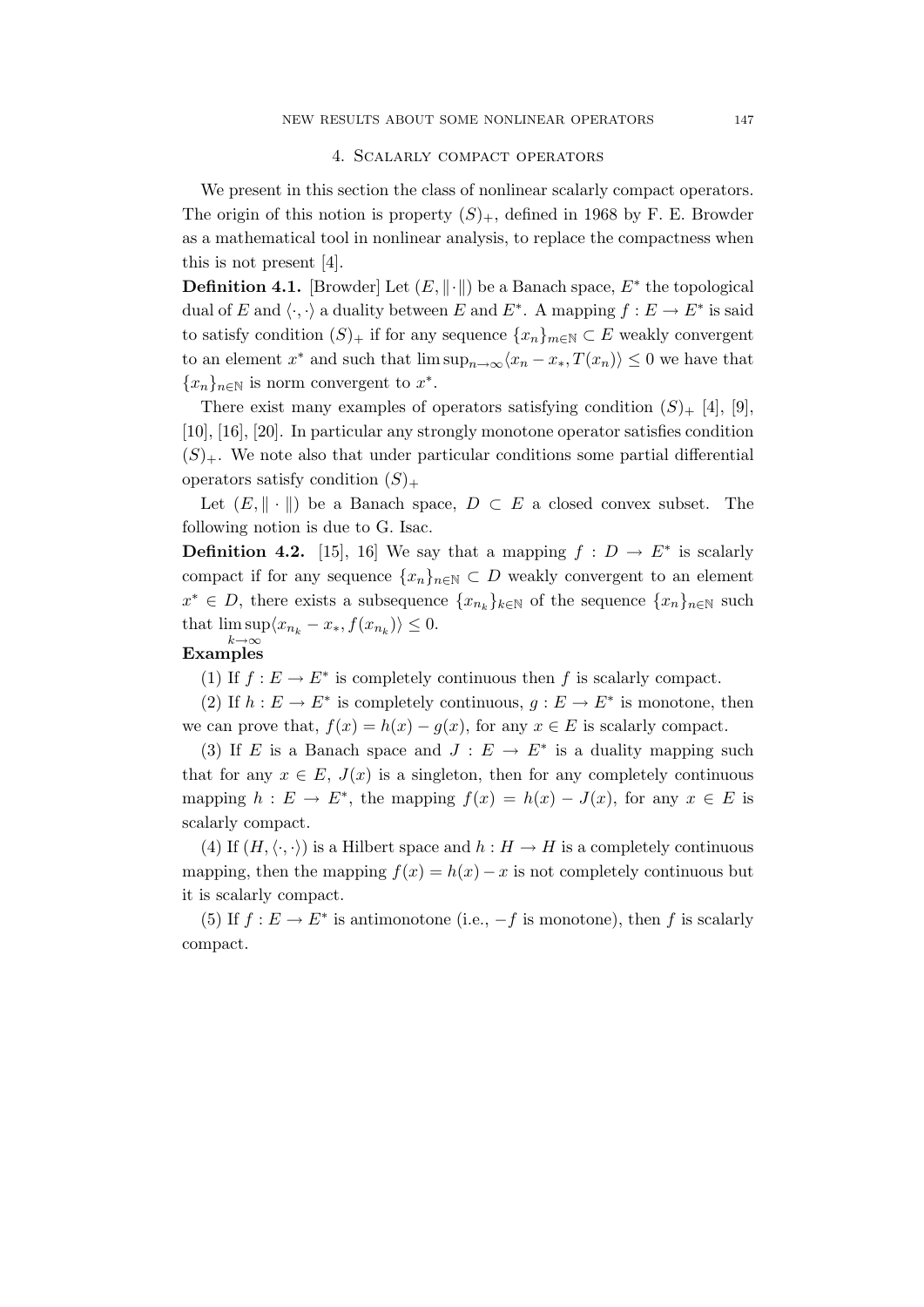## 4. Scalarly compact operators

We present in this section the class of nonlinear scalarly compact operators. The origin of this notion is property $(S)_+$, defined in 1968 by F. E. Browder as a mathematical tool in nonlinear analysis, to replace the compactness when this is not present [4].

**Definition 4.1.** [Browder] Let $(E, \|\cdot\|)$ be a Banach space, $E^*$ the topological dual of $E$ and $\langle \cdot, \cdot \rangle$ a duality between $E$ and $E^*$. A mapping $f : E \to E^*$ is said to satisfy condition $(S)_+$ if for any sequence $\{x_n\}_{m\in\mathbb{N}} \subset E$ weakly convergent to an element $x^*$ and such that $\limsup_{n\to\infty} \langle x_n - x_*, T(x_n) \rangle \leq 0$ we have that $\{x_n\}_{n\in\mathbb{N}}$ is norm convergent to $x^*$.

There exist many examples of operators satisfying condition $(S)_+$ [4], [9], [10], [16], [20]. In particular any strongly monotone operator satisfies condition $(S)_+$. We note also that under particular conditions some partial differential operators satisfy condition $(S)_+$

Let $(E, \|\cdot\|)$ be a Banach space, $D \subset E$ a closed convex subset. The following notion is due to G. Isac.

**Definition 4.2.** [15], 16] We say that a mapping $f : D \to E^*$ is scalarly compact if for any sequence $\{x_n\}_{n\in\mathbb{N}} \subset D$ weakly convergent to an element $x^* \in D$, there exists a subsequence $\{x_{n_k}\}_{k\in\mathbb{N}}$ of the sequence $\{x_n\}_{n\in\mathbb{N}}$ such that $\limsup\limits_{k\to\infty} \langle x_{n_k} - x_*, f(x_{n_k}) \rangle \leq 0$.

**Examples**

(1) If $f : E \to E^*$ is completely continuous then $f$ is scalarly compact.

(2) If $h : E \to E^*$ is completely continuous, $g : E \to E^*$ is monotone, then we can prove that, $f(x) = h(x) - g(x)$, for any $x \in E$ is scalarly compact.

(3) If $E$ is a Banach space and $J : E \to E^*$ is a duality mapping such that for any $x \in E$, $J(x)$ is a singleton, then for any completely continuous mapping $h : E \to E^*$, the mapping $f(x) = h(x) - J(x)$, for any $x \in E$ is scalarly compact.

(4) If $(H, \langle \cdot, \cdot \rangle)$ is a Hilbert space and $h : H \to H$ is a completely continuous mapping, then the mapping $f(x) = h(x) - x$ is not completely continuous but it is scalarly compact.

(5) If $f : E \to E^*$ is antimonotone (i.e., $-f$ is monotone), then $f$ is scalarly compact.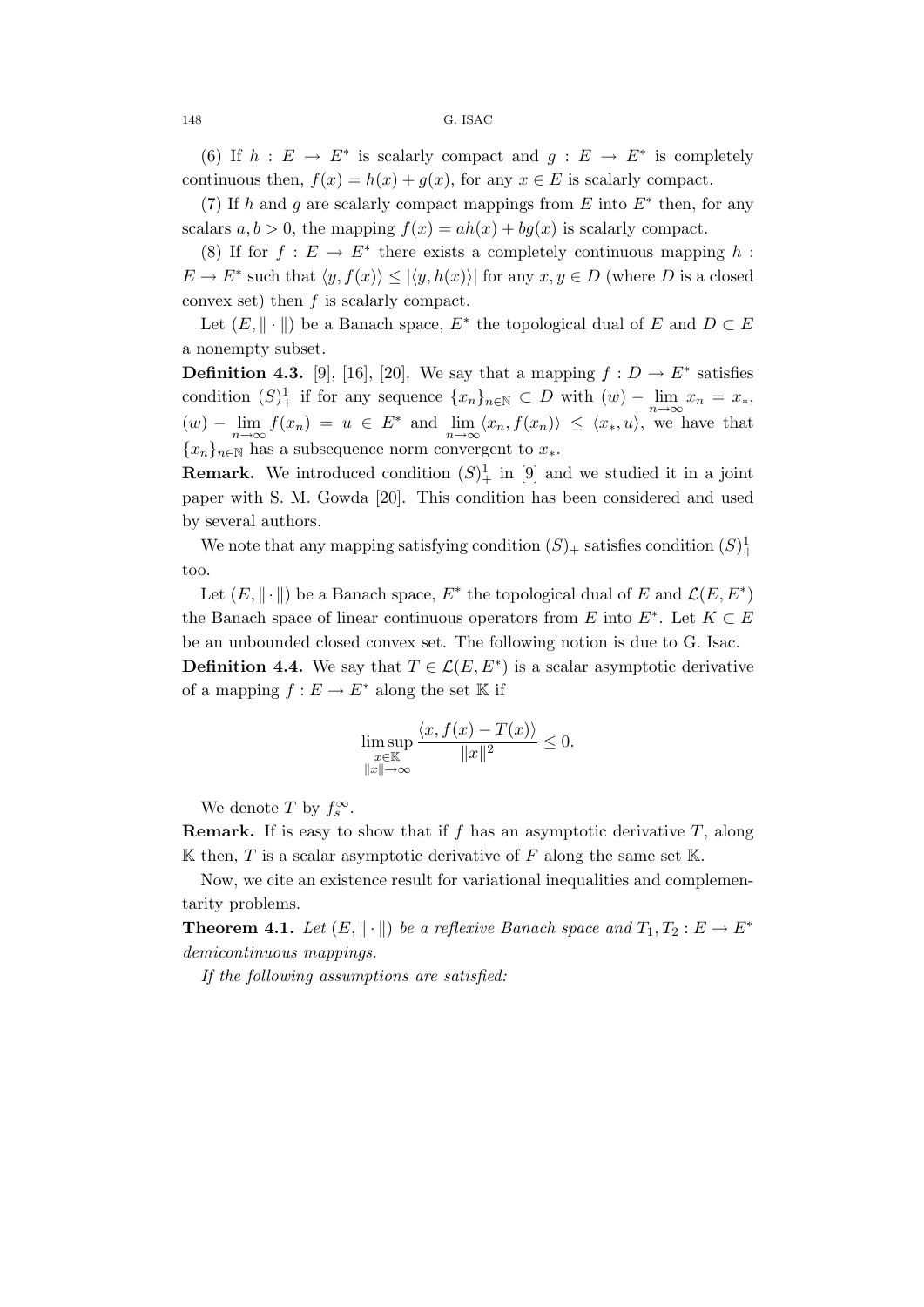(6) If $h : E \to E^*$ is scalarly compact and $g : E \to E^*$ is completely continuous then, $f(x) = h(x) + g(x)$, for any $x \in E$ is scalarly compact.

(7) If $h$ and $g$ are scalarly compact mappings from $E$ into $E^*$ then, for any scalars $a, b > 0$, the mapping $f(x) = ah(x) + bg(x)$ is scalarly compact.

(8) If for $f : E \to E^*$ there exists a completely continuous mapping $h : E \to E^*$ such that $\langle y, f(x)\rangle \leq |\langle y, h(x)\rangle|$ for any $x, y \in D$ (where $D$ is a closed convex set) then $f$ is scalarly compact.

Let $(E, \|\cdot\|)$ be a Banach space, $E^*$ the topological dual of $E$ and $D \subset E$ a nonempty subset.

**Definition 4.3.** [9], [16], [20]. We say that a mapping $f : D \to E^*$ satisfies condition $(S)^1_+$ if for any sequence $\{x_n\}_{n\in\mathbb{N}} \subset D$ with $(w) - \lim\limits_{n\to\infty} x_n = x_*$, $(w) - \lim\limits_{n\to\infty} f(x_n) = u \in E^*$ and $\lim\limits_{n\to\infty}\langle x_n, f(x_n)\rangle \leq \langle x_*, u\rangle$, we have that $\{x_n\}_{n\in\mathbb{N}}$ has a subsequence norm convergent to $x_*$.

**Remark.** We introduced condition $(S)^1_+$ in [9] and we studied it in a joint paper with S. M. Gowda [20]. This condition has been considered and used by several authors.

We note that any mapping satisfying condition $(S)_+$ satisfies condition $(S)^1_+$ too.

Let $(E, \|\cdot\|)$ be a Banach space, $E^*$ the topological dual of $E$ and $\mathcal{L}(E, E^*)$ the Banach space of linear continuous operators from $E$ into $E^*$. Let $K \subset E$ be an unbounded closed convex set. The following notion is due to G. Isac.

**Definition 4.4.** We say that $T \in \mathcal{L}(E, E^*)$ is a scalar asymptotic derivative of a mapping $f : E \to E^*$ along the set $\mathbb{K}$ if

$$\limsup_{\substack{x\in\mathbb{K}\\ \|x\|\to\infty}} \frac{\langle x, f(x) - T(x)\rangle}{\|x\|^2} \leq 0.$$

We denote $T$ by $f^\infty_s$.

**Remark.** If is easy to show that if $f$ has an asymptotic derivative $T$, along $\mathbb{K}$ then, $T$ is a scalar asymptotic derivative of $F$ along the same set $\mathbb{K}$.

Now, we cite an existence result for variational inequalities and complementarity problems.

**Theorem 4.1.** *Let $(E, \|\cdot\|)$ be a reflexive Banach space and $T_1, T_2 : E \to E^*$ demicontinuous mappings.*

*If the following assumptions are satisfied:*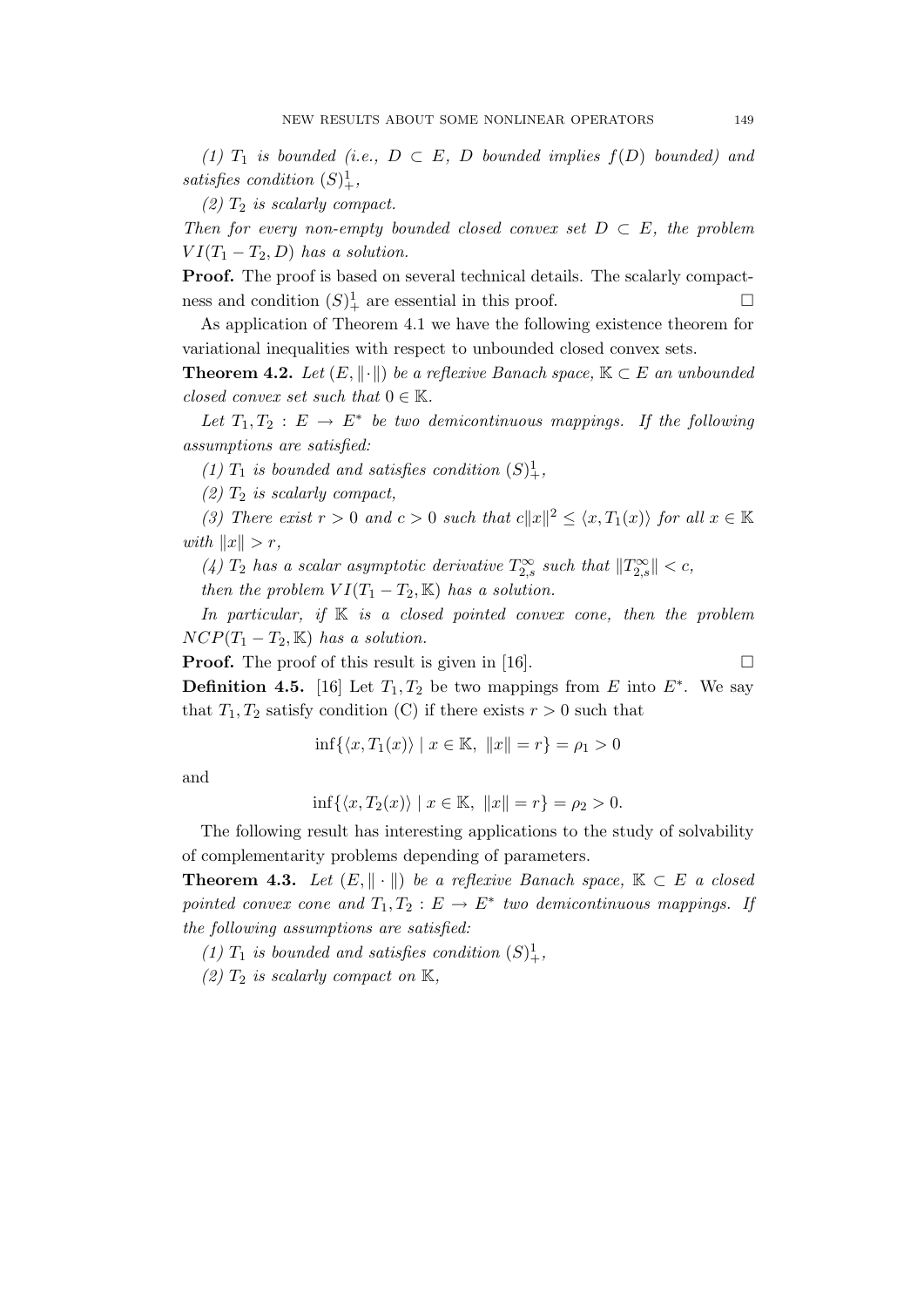*(1) $T_1$ is bounded (i.e., $D \subset E$, $D$ bounded implies $f(D)$ bounded) and satisfies condition $(S)^1_+$,*

*(2) $T_2$ is scalarly compact.*

*Then for every non-empty bounded closed convex set $D \subset E$, the problem $VI(T_1 - T_2, D)$ has a solution.*

**Proof.** The proof is based on several technical details. The scalarly compactness and condition $(S)^1_+$ are essential in this proof. □

As application of Theorem 4.1 we have the following existence theorem for variational inequalities with respect to unbounded closed convex sets.

**Theorem 4.2.** *Let $(E, \|\cdot\|)$ be a reflexive Banach space, $\mathbb{K} \subset E$ an unbounded closed convex set such that $0 \in \mathbb{K}$.*

*Let $T_1, T_2 : E \to E^*$ be two demicontinuous mappings. If the following assumptions are satisfied:*

*(1) $T_1$ is bounded and satisfies condition $(S)^1_+$,*

*(2) $T_2$ is scalarly compact,*

*(3) There exist $r > 0$ and $c > 0$ such that $c\|x\|^2 \leq \langle x, T_1(x)\rangle$ for all $x \in \mathbb{K}$ with $\|x\| > r$,*

*(4) $T_2$ has a scalar asymptotic derivative $T^\infty_{2,s}$ such that $\|T^\infty_{2,s}\| < c$,*

*then the problem $VI(T_1 - T_2, \mathbb{K})$ has a solution.*

*In particular, if $\mathbb{K}$ is a closed pointed convex cone, then the problem $NCP(T_1 - T_2, \mathbb{K})$ has a solution.*

**Proof.** The proof of this result is given in [16]. □

**Definition 4.5.** [16] Let $T_1, T_2$ be two mappings from $E$ into $E^*$. We say that $T_1, T_2$ satisfy condition (C) if there exists $r > 0$ such that

$$\inf\{\langle x, T_1(x)\rangle \mid x \in \mathbb{K},\ \|x\| = r\} = \rho_1 > 0$$

and

$$\inf\{\langle x, T_2(x)\rangle \mid x \in \mathbb{K},\ \|x\| = r\} = \rho_2 > 0.$$

The following result has interesting applications to the study of solvability of complementarity problems depending of parameters.

**Theorem 4.3.** *Let $(E, \|\cdot\|)$ be a reflexive Banach space, $\mathbb{K} \subset E$ a closed pointed convex cone and $T_1, T_2 : E \to E^*$ two demicontinuous mappings. If the following assumptions are satisfied:*

*(1) $T_1$ is bounded and satisfies condition $(S)^1_+$,*

*(2) $T_2$ is scalarly compact on $\mathbb{K}$,*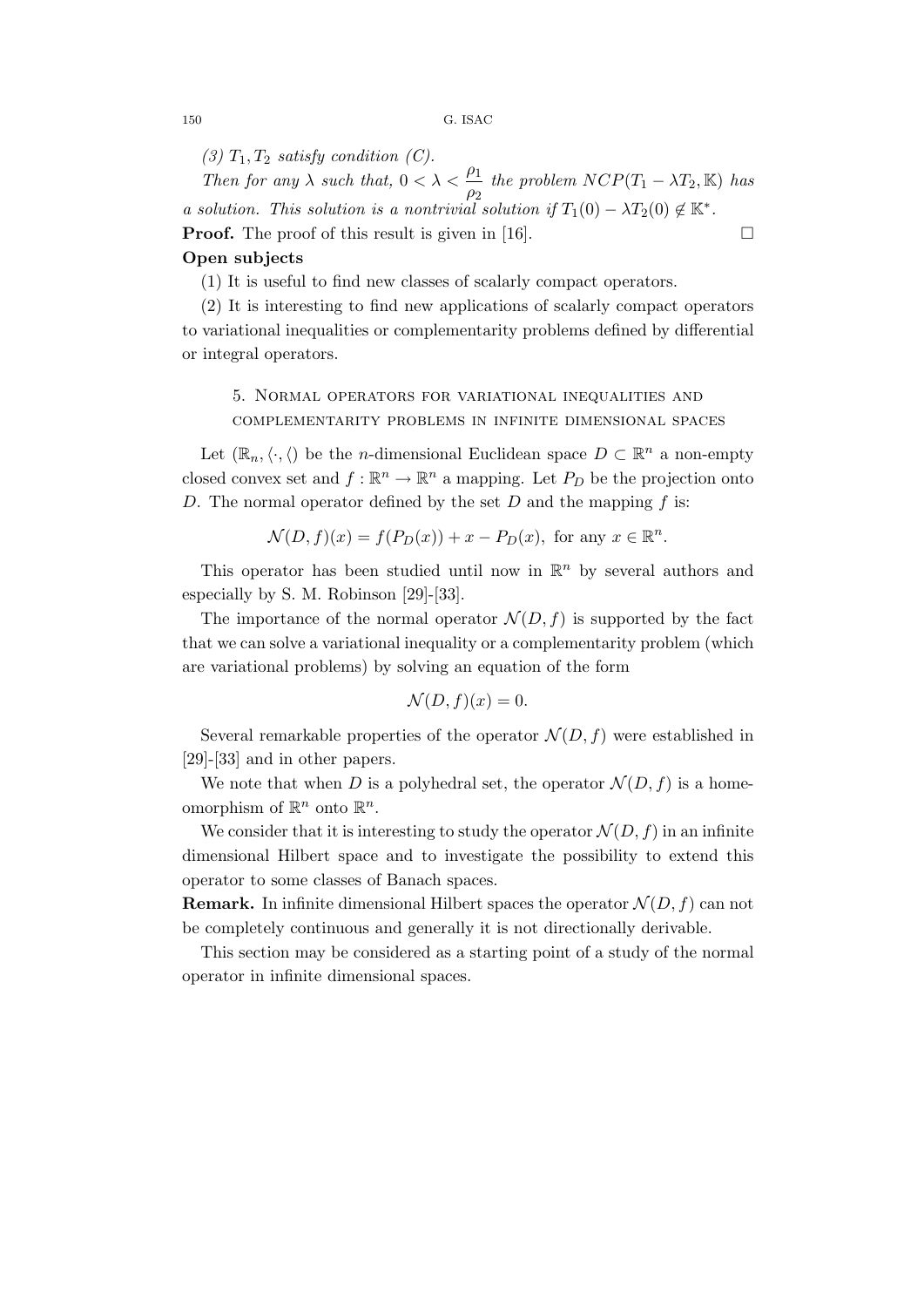*(3) $T_1, T_2$ satisfy condition (C).*

*Then for any $\lambda$ such that, $0 < \lambda < \dfrac{\rho_1}{\rho_2}$ the problem $NCP(T_1 - \lambda T_2, \mathbb{K})$ has a solution. This solution is a nontrivial solution if $T_1(0) - \lambda T_2(0) \notin \mathbb{K}^*$.*

**Proof.** The proof of this result is given in [16]. □

**Open subjects**

(1) It is useful to find new classes of scalarly compact operators.

(2) It is interesting to find new applications of scalarly compact operators to variational inequalities or complementarity problems defined by differential or integral operators.

## 5. Normal operators for variational inequalities and complementarity problems in infinite dimensional spaces

Let $(\mathbb{R}_n, \langle\cdot,\langle)$ be the $n$-dimensional Euclidean space $D \subset \mathbb{R}^n$ a non-empty closed convex set and $f : \mathbb{R}^n \to \mathbb{R}^n$ a mapping. Let $P_D$ be the projection onto $D$. The normal operator defined by the set $D$ and the mapping $f$ is:

$$\mathcal{N}(D, f)(x) = f(P_D(x)) + x - P_D(x), \text{ for any } x \in \mathbb{R}^n.$$

This operator has been studied until now in $\mathbb{R}^n$ by several authors and especially by S. M. Robinson [29]-[33].

The importance of the normal operator $\mathcal{N}(D, f)$ is supported by the fact that we can solve a variational inequality or a complementarity problem (which are variational problems) by solving an equation of the form

$$\mathcal{N}(D, f)(x) = 0.$$

Several remarkable properties of the operator $\mathcal{N}(D, f)$ were established in [29]-[33] and in other papers.

We note that when $D$ is a polyhedral set, the operator $\mathcal{N}(D, f)$ is a homeomorphism of $\mathbb{R}^n$ onto $\mathbb{R}^n$.

We consider that it is interesting to study the operator $\mathcal{N}(D, f)$ in an infinite dimensional Hilbert space and to investigate the possibility to extend this operator to some classes of Banach spaces.

**Remark.** In infinite dimensional Hilbert spaces the operator $\mathcal{N}(D, f)$ can not be completely continuous and generally it is not directionally derivable.

This section may be considered as a starting point of a study of the normal operator in infinite dimensional spaces.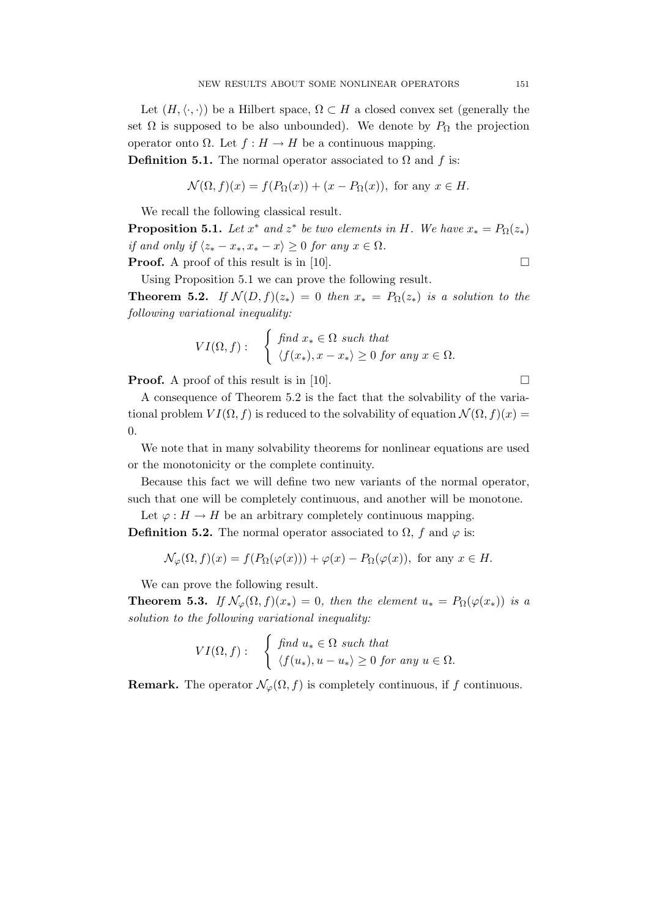Let $(H, \langle\cdot,\cdot\rangle)$ be a Hilbert space, $\Omega \subset H$ a closed convex set (generally the set $\Omega$ is supposed to be also unbounded). We denote by $P_\Omega$ the projection operator onto $\Omega$. Let $f : H \to H$ be a continuous mapping.

**Definition 5.1.** The normal operator associated to $\Omega$ and $f$ is:

$$\mathcal{N}(\Omega, f)(x) = f(P_\Omega(x)) + (x - P_\Omega(x)), \text{ for any } x \in H.$$

We recall the following classical result.

**Proposition 5.1.** *Let $x^*$ and $z^*$ be two elements in $H$. We have $x_* = P_\Omega(z_*)$ if and only if $\langle z_* - x_*, x_* - x\rangle \geq 0$ for any $x \in \Omega$.*

**Proof.** A proof of this result is in [10]. □

Using Proposition 5.1 we can prove the following result.

**Theorem 5.2.** *If $\mathcal{N}(D, f)(z_*) = 0$ then $x_* = P_\Omega(z_*)$ is a solution to the following variational inequality:*

$$VI(\Omega, f): \quad \begin{cases} \text{find } x_* \in \Omega \text{ such that} \\ \langle f(x_*), x - x_*\rangle \geq 0 \text{ for any } x \in \Omega. \end{cases}$$

**Proof.** A proof of this result is in [10]. □

A consequence of Theorem 5.2 is the fact that the solvability of the variational problem $VI(\Omega, f)$ is reduced to the solvability of equation $\mathcal{N}(\Omega, f)(x) = 0$.

We note that in many solvability theorems for nonlinear equations are used or the monotonicity or the complete continuity.

Because this fact we will define two new variants of the normal operator, such that one will be completely continuous, and another will be monotone.

Let $\varphi : H \to H$ be an arbitrary completely continuous mapping.

**Definition 5.2.** The normal operator associated to $\Omega$, $f$ and $\varphi$ is:

$$\mathcal{N}_\varphi(\Omega, f)(x) = f(P_\Omega(\varphi(x))) + \varphi(x) - P_\Omega(\varphi(x)), \text{ for any } x \in H.$$

We can prove the following result.

**Theorem 5.3.** *If $\mathcal{N}_\varphi(\Omega, f)(x_*) = 0$, then the element $u_* = P_\Omega(\varphi(x_*))$ is a solution to the following variational inequality:*

$$VI(\Omega, f): \quad \begin{cases} \text{find } u_* \in \Omega \text{ such that} \\ \langle f(u_*), u - u_*\rangle \geq 0 \text{ for any } u \in \Omega. \end{cases}$$

**Remark.** The operator $\mathcal{N}_\varphi(\Omega, f)$ is completely continuous, if $f$ continuous.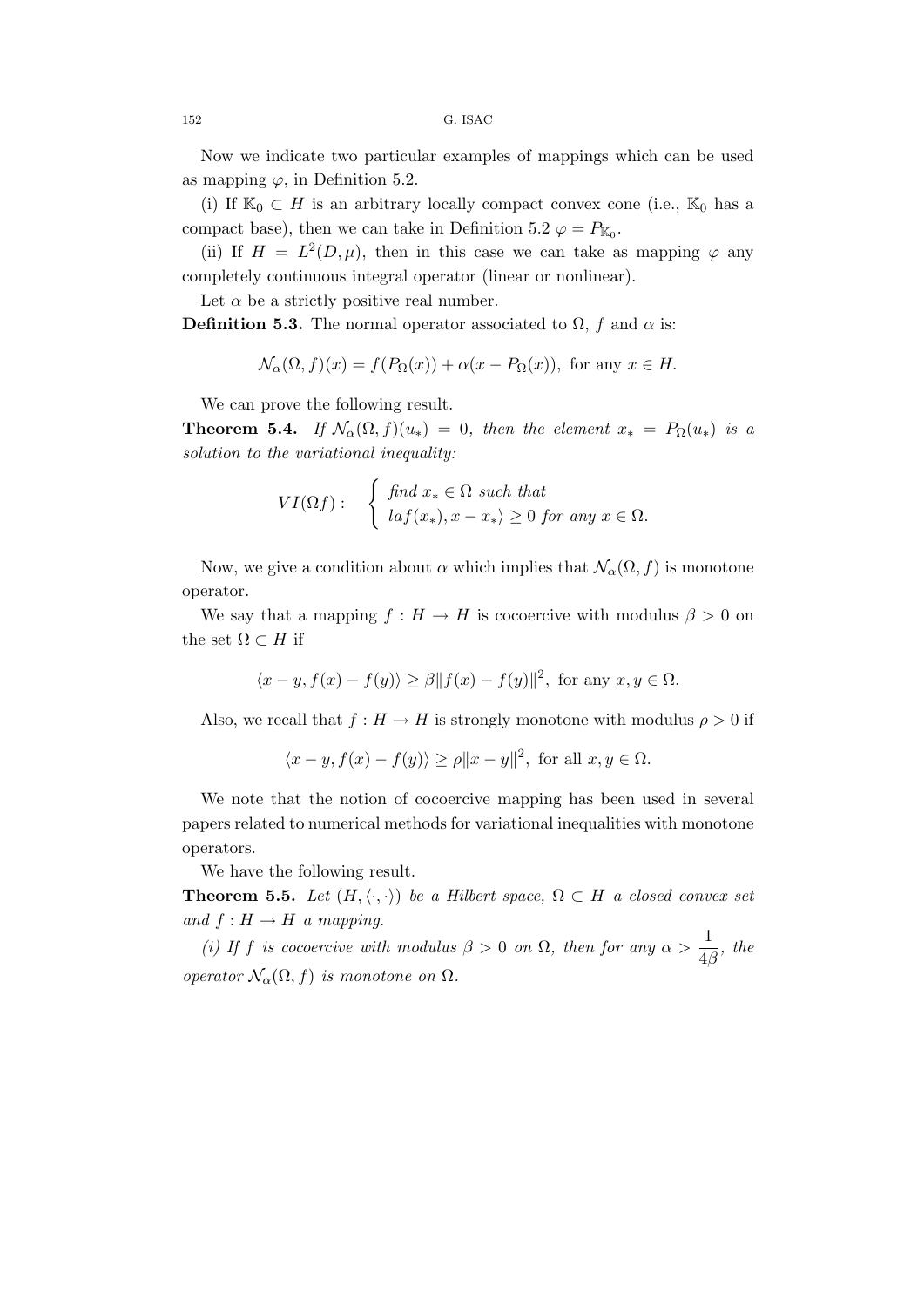Now we indicate two particular examples of mappings which can be used as mapping $\varphi$, in Definition 5.2.

(i) If $\mathbb{K}_0 \subset H$ is an arbitrary locally compact convex cone (i.e., $\mathbb{K}_0$ has a compact base), then we can take in Definition 5.2 $\varphi = P_{\mathbb{K}_0}$.

(ii) If $H = L^2(D, \mu)$, then in this case we can take as mapping $\varphi$ any completely continuous integral operator (linear or nonlinear).

Let $\alpha$ be a strictly positive real number.

**Definition 5.3.** The normal operator associated to $\Omega$, $f$ and $\alpha$ is:

$$\mathcal{N}_\alpha(\Omega, f)(x) = f(P_\Omega(x)) + \alpha(x - P_\Omega(x)), \text{ for any } x \in H.$$

We can prove the following result.

**Theorem 5.4.** *If $\mathcal{N}_\alpha(\Omega, f)(u_*) = 0$, then the element $x_* = P_\Omega(u_*)$ is a solution to the variational inequality:*

$$VI(\Omega f): \quad \begin{cases} \text{find } x_* \in \Omega \text{ such that} \\ laf(x_*), x - x_*\rangle \geq 0 \text{ for any } x \in \Omega. \end{cases}$$

Now, we give a condition about $\alpha$ which implies that $\mathcal{N}_\alpha(\Omega, f)$ is monotone operator.

We say that a mapping $f : H \to H$ is cocoercive with modulus $\beta > 0$ on the set $\Omega \subset H$ if

$$\langle x - y, f(x) - f(y)\rangle \geq \beta \|f(x) - f(y)\|^2, \text{ for any } x, y \in \Omega.$$

Also, we recall that $f : H \to H$ is strongly monotone with modulus $\rho > 0$ if

$$\langle x - y, f(x) - f(y)\rangle \geq \rho \|x - y\|^2, \text{ for all } x, y \in \Omega.$$

We note that the notion of cocoercive mapping has been used in several papers related to numerical methods for variational inequalities with monotone operators.

We have the following result.

**Theorem 5.5.** *Let $(H, \langle\cdot,\cdot\rangle)$ be a Hilbert space, $\Omega \subset H$ a closed convex set and $f : H \to H$ a mapping.*

*(i) If $f$ is cocoercive with modulus $\beta > 0$ on $\Omega$, then for any $\alpha > \dfrac{1}{4\beta}$, the operator $\mathcal{N}_\alpha(\Omega, f)$ is monotone on $\Omega$.*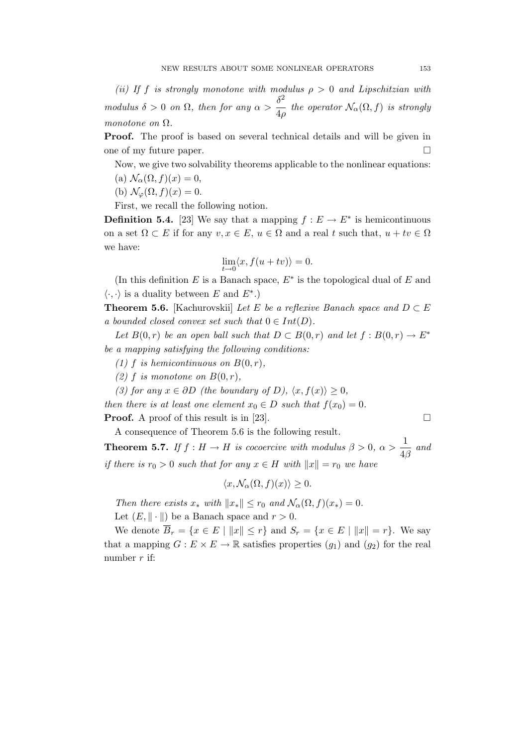*(ii) If $f$ is strongly monotone with modulus $\rho > 0$ and Lipschitzian with modulus $\delta > 0$ on $\Omega$, then for any $\alpha > \dfrac{\delta^2}{4\rho}$ the operator $\mathcal{N}_\alpha(\Omega, f)$ is strongly monotone on $\Omega$.*

**Proof.** The proof is based on several technical details and will be given in one of my future paper. $\square$

Now, we give two solvability theorems applicable to the nonlinear equations:

(a) $\mathcal{N}_\alpha(\Omega, f)(x) = 0$,

(b) $\mathcal{N}_\varphi(\Omega, f)(x) = 0$.

First, we recall the following notion.

**Definition 5.4.** [23] We say that a mapping $f : E \to E^*$ is hemicontinuous on a set $\Omega \subset E$ if for any $v, x \in E$, $u \in \Omega$ and a real $t$ such that, $u + tv \in \Omega$ we have:

$$\lim_{t \to 0} \langle x, f(u + tv) \rangle = 0.$$

(In this definition $E$ is a Banach space, $E^*$ is the topological dual of $E$ and $\langle \cdot, \cdot \rangle$ is a duality between $E$ and $E^*$.)

**Theorem 5.6.** [Kachurovskii] *Let $E$ be a reflexive Banach space and $D \subset E$ a bounded closed convex set such that $0 \in Int(D)$.*

*Let $B(0, r)$ be an open ball such that $D \subset B(0, r)$ and let $f : B(0, r) \to E^*$ be a mapping satisfying the following conditions:*

*(1) $f$ is hemicontinuous on $B(0, r)$,*

*(2) $f$ is monotone on $B(0, r)$,*

*(3) for any $x \in \partial D$ (the boundary of $D$), $\langle x, f(x) \rangle \geq 0$,*

*then there is at least one element $x_0 \in D$ such that $f(x_0) = 0$.*

**Proof.** A proof of this result is in [23]. $\square$

A consequence of Theorem 5.6 is the following result.

**Theorem 5.7.** *If $f : H \to H$ is cocoercive with modulus $\beta > 0$, $\alpha > \dfrac{1}{4\beta}$ and if there is $r_0 > 0$ such that for any $x \in H$ with $\|x\| = r_0$ we have*

$$\langle x, \mathcal{N}_\alpha(\Omega, f)(x) \rangle \geq 0.$$

*Then there exists $x_*$ with $\|x_*\| \leq r_0$ and $\mathcal{N}_\alpha(\Omega, f)(x_*) = 0$.*

Let $(E, \| \cdot \|)$ be a Banach space and $r > 0$.

We denote $\overline{B}_r = \{x \in E \mid \|x\| \leq r\}$ and $S_r = \{x \in E \mid \|x\| = r\}$. We say that a mapping $G : E \times E \to \mathbb{R}$ satisfies properties $(g_1)$ and $(g_2)$ for the real number $r$ if: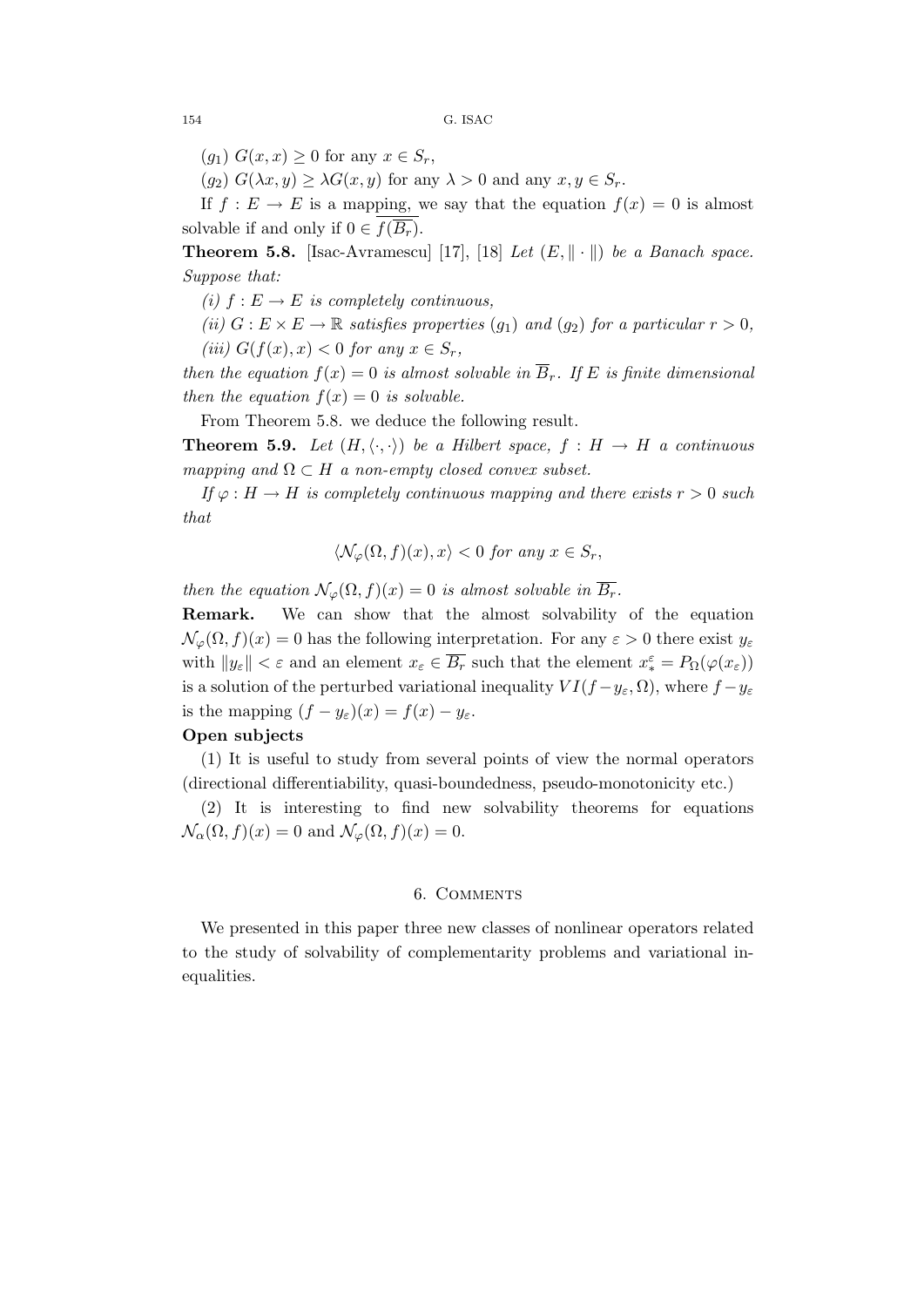$(g_1)$ $G(x,x) \geq 0$ for any $x \in S_r$,

$(g_2)$ $G(\lambda x, y) \geq \lambda G(x,y)$ for any $\lambda > 0$ and any $x, y \in S_r$.

If $f : E \to E$ is a mapping, we say that the equation $f(x) = 0$ is almost solvable if and only if $0 \in \overline{f(\overline{B_r})}$.

**Theorem 5.8.** [Isac-Avramescu] [17], [18] *Let $(E, \|\cdot\|)$ be a Banach space. Suppose that:*

*(i) $f : E \to E$ is completely continuous,*

*(ii) $G : E \times E \to \mathbb{R}$ satisfies properties $(g_1)$ and $(g_2)$ for a particular $r > 0$,*

*(iii) $G(f(x), x) < 0$ for any $x \in S_r$,*

*then the equation $f(x) = 0$ is almost solvable in $\overline{B}_r$. If $E$ is finite dimensional then the equation $f(x) = 0$ is solvable.*

From Theorem 5.8. we deduce the following result.

**Theorem 5.9.** *Let $(H, \langle\cdot,\cdot\rangle)$ be a Hilbert space, $f : H \to H$ a continuous mapping and $\Omega \subset H$ a non-empty closed convex subset.*

*If $\varphi : H \to H$ is completely continuous mapping and there exists $r > 0$ such that*

$$\langle \mathcal{N}_\varphi(\Omega, f)(x), x\rangle < 0 \text{ for any } x \in S_r,$$

*then the equation $\mathcal{N}_\varphi(\Omega, f)(x) = 0$ is almost solvable in $\overline{B_r}$.*

**Remark.** We can show that the almost solvability of the equation $\mathcal{N}_\varphi(\Omega, f)(x) = 0$ has the following interpretation. For any $\varepsilon > 0$ there exist $y_\varepsilon$ with $\|y_\varepsilon\| < \varepsilon$ and an element $x_\varepsilon \in \overline{B_r}$ such that the element $x_*^\varepsilon = P_\Omega(\varphi(x_\varepsilon))$ is a solution of the perturbed variational inequality $VI(f - y_\varepsilon, \Omega)$, where $f - y_\varepsilon$ is the mapping $(f - y_\varepsilon)(x) = f(x) - y_\varepsilon$.

**Open subjects**

(1) It is useful to study from several points of view the normal operators (directional differentiability, quasi-boundedness, pseudo-monotonicity etc.)

(2) It is interesting to find new solvability theorems for equations $\mathcal{N}_\alpha(\Omega, f)(x) = 0$ and $\mathcal{N}_\varphi(\Omega, f)(x) = 0$.

## 6. Comments

We presented in this paper three new classes of nonlinear operators related to the study of solvability of complementarity problems and variational inequalities.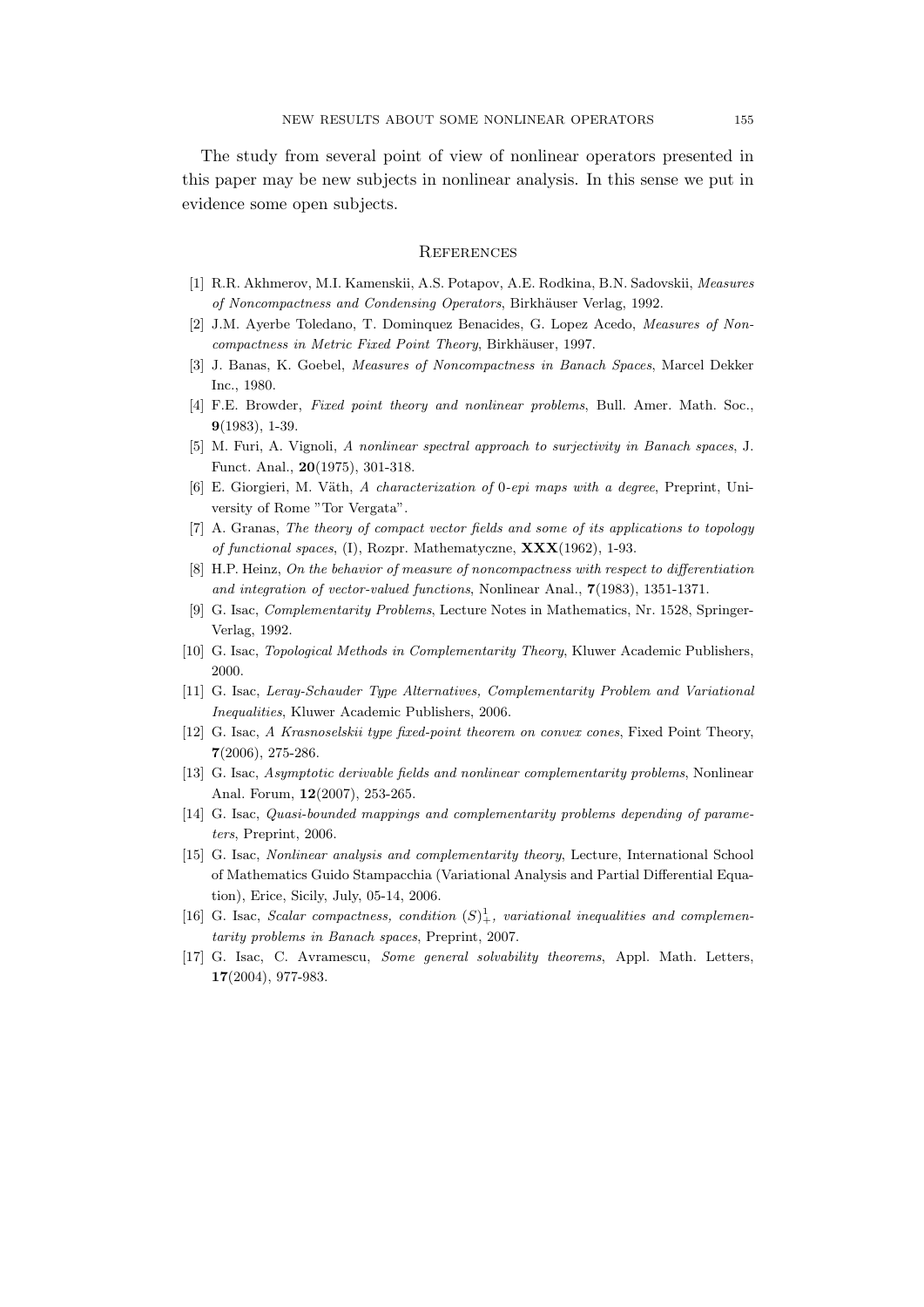The study from several point of view of nonlinear operators presented in this paper may be new subjects in nonlinear analysis. In this sense we put in evidence some open subjects.

## References

[1] R.R. Akhmerov, M.I. Kamenskii, A.S. Potapov, A.E. Rodkina, B.N. Sadovskii, *Measures of Noncompactness and Condensing Operators*, Birkhäuser Verlag, 1992.

[2] J.M. Ayerbe Toledano, T. Dominquez Benacides, G. Lopez Acedo, *Measures of Noncompactness in Metric Fixed Point Theory*, Birkhäuser, 1997.

[3] J. Banas, K. Goebel, *Measures of Noncompactness in Banach Spaces*, Marcel Dekker Inc., 1980.

[4] F.E. Browder, *Fixed point theory and nonlinear problems*, Bull. Amer. Math. Soc., **9**(1983), 1-39.

[5] M. Furi, A. Vignoli, *A nonlinear spectral approach to surjectivity in Banach spaces*, J. Funct. Anal., **20**(1975), 301-318.

[6] E. Giorgieri, M. Väth, *A characterization of* 0*-epi maps with a degree*, Preprint, University of Rome "Tor Vergata".

[7] A. Granas, *The theory of compact vector fields and some of its applications to topology of functional spaces*, (I), Rozpr. Mathematyczne, **XXX**(1962), 1-93.

[8] H.P. Heinz, *On the behavior of measure of noncompactness with respect to differentiation and integration of vector-valued functions*, Nonlinear Anal., **7**(1983), 1351-1371.

[9] G. Isac, *Complementarity Problems*, Lecture Notes in Mathematics, Nr. 1528, Springer-Verlag, 1992.

[10] G. Isac, *Topological Methods in Complementarity Theory*, Kluwer Academic Publishers, 2000.

[11] G. Isac, *Leray-Schauder Type Alternatives, Complementarity Problem and Variational Inequalities*, Kluwer Academic Publishers, 2006.

[12] G. Isac, *A Krasnoselskii type fixed-point theorem on convex cones*, Fixed Point Theory, **7**(2006), 275-286.

[13] G. Isac, *Asymptotic derivable fields and nonlinear complementarity problems*, Nonlinear Anal. Forum, **12**(2007), 253-265.

[14] G. Isac, *Quasi-bounded mappings and complementarity problems depending of parameters*, Preprint, 2006.

[15] G. Isac, *Nonlinear analysis and complementarity theory*, Lecture, International School of Mathematics Guido Stampacchia (Variational Analysis and Partial Differential Equation), Erice, Sicily, July, 05-14, 2006.

[16] G. Isac, *Scalar compactness, condition* $(S)^1_+$*, variational inequalities and complementarity problems in Banach spaces*, Preprint, 2007.

[17] G. Isac, C. Avramescu, *Some general solvability theorems*, Appl. Math. Letters, **17**(2004), 977-983.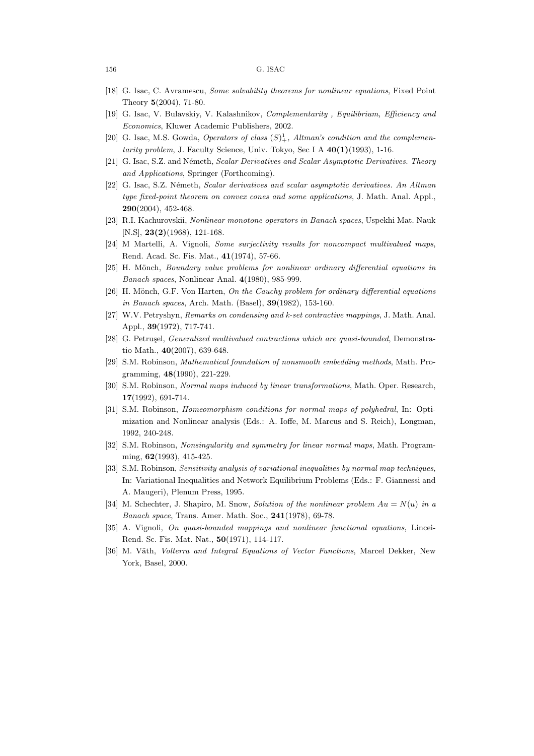[18] G. Isac, C. Avramescu, *Some solvability theorems for nonlinear equations*, Fixed Point Theory **5**(2004), 71-80.

[19] G. Isac, V. Bulavskiy, V. Kalashnikov, *Complementarity , Equilibrium, Efficiency and Economics*, Kluwer Academic Publishers, 2002.

[20] G. Isac, M.S. Gowda, *Operators of class $(S)^1_+$, Altman's condition and the complementarity problem*, J. Faculty Science, Univ. Tokyo, Sec I A **40(1)**(1993), 1-16.

[21] G. Isac, S.Z. and Németh, *Scalar Derivatives and Scalar Asymptotic Derivatives. Theory and Applications*, Springer (Forthcoming).

[22] G. Isac, S.Z. Németh, *Scalar derivatives and scalar asymptotic derivatives. An Altman type fixed-point theorem on convex cones and some applications*, J. Math. Anal. Appl., **290**(2004), 452-468.

[23] R.I. Kachurovskii, *Nonlinear monotone operators in Banach spaces*, Uspekhi Mat. Nauk [N.S], **23(2)**(1968), 121-168.

[24] M Martelli, A. Vignoli, *Some surjectivity results for noncompact multivalued maps*, Rend. Acad. Sc. Fis. Mat., **41**(1974), 57-66.

[25] H. Mönch, *Boundary value problems for nonlinear ordinary differential equations in Banach spaces*, Nonlinear Anal. **4**(1980), 985-999.

[26] H. Mönch, G.F. Von Harten, *On the Cauchy problem for ordinary differential equations in Banach spaces*, Arch. Math. (Basel), **39**(1982), 153-160.

[27] W.V. Petryshyn, *Remarks on condensing and k-set contractive mappings*, J. Math. Anal. Appl., **39**(1972), 717-741.

[28] G. Petruşel, *Generalized multivalued contractions which are quasi-bounded*, Demonstratio Math., **40**(2007), 639-648.

[29] S.M. Robinson, *Mathematical foundation of nonsmooth embedding methods*, Math. Programming, **48**(1990), 221-229.

[30] S.M. Robinson, *Normal maps induced by linear transformations*, Math. Oper. Research, **17**(1992), 691-714.

[31] S.M. Robinson, *Homeomorphism conditions for normal maps of polyhedral*, In: Optimization and Nonlinear analysis (Eds.: A. Ioffe, M. Marcus and S. Reich), Longman, 1992, 240-248.

[32] S.M. Robinson, *Nonsingularity and symmetry for linear normal maps*, Math. Programming, **62**(1993), 415-425.

[33] S.M. Robinson, *Sensitivity analysis of variational inequalities by normal map techniques*, In: Variational Inequalities and Network Equilibrium Problems (Eds.: F. Giannessi and A. Maugeri), Plenum Press, 1995.

[34] M. Schechter, J. Shapiro, M. Snow, *Solution of the nonlinear problem $Au = N(u)$ in a Banach space*, Trans. Amer. Math. Soc., **241**(1978), 69-78.

[35] A. Vignoli, *On quasi-bounded mappings and nonlinear functional equations*, Lincei-Rend. Sc. Fis. Mat. Nat., **50**(1971), 114-117.

[36] M. Väth, *Volterra and Integral Equations of Vector Functions*, Marcel Dekker, New York, Basel, 2000.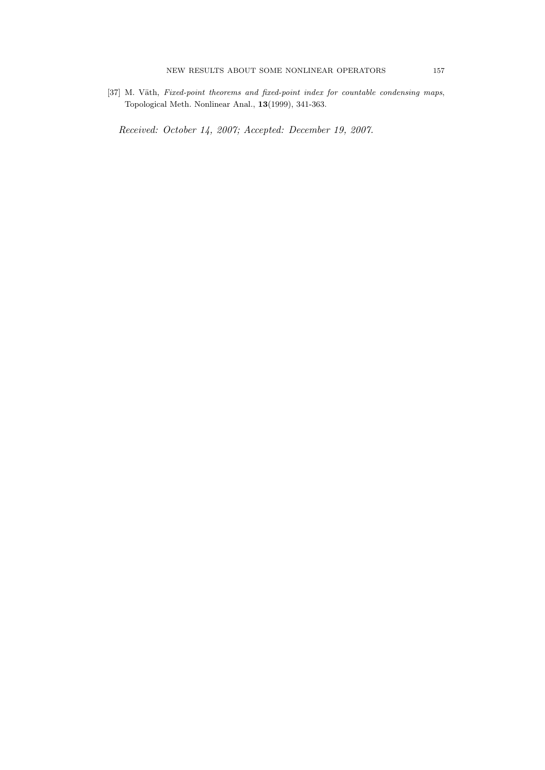[37] M. Väth, *Fixed-point theorems and fixed-point index for countable condensing maps*, Topological Meth. Nonlinear Anal., **13**(1999), 341-363.

*Received: October 14, 2007; Accepted: December 19, 2007.*